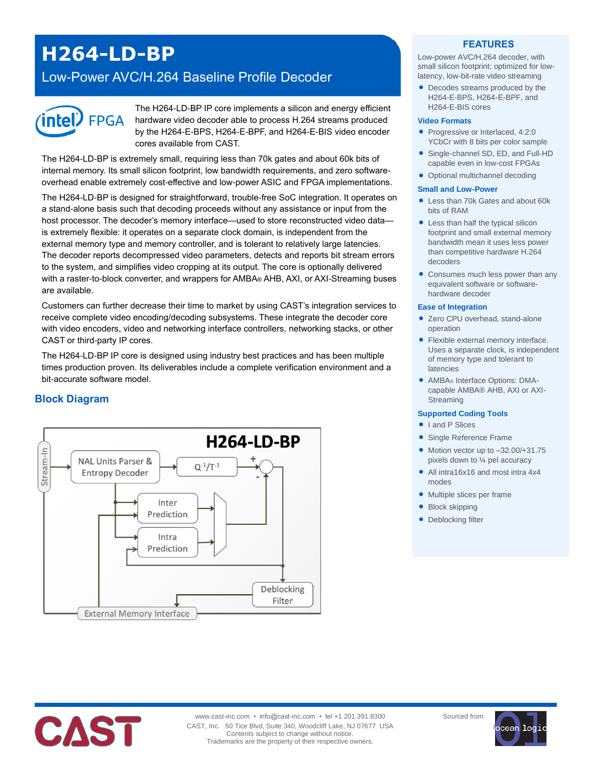# H264-LD-BP

## Low-Power AVC/H.264 Baseline Profile Decoder

The H264-LD-BP IP core implements a silicon and energy efficient hardware video decoder able to process H.264 streams produced by the H264-E-BPS, H264-E-BPF, and H264-E-BIS video encoder cores available from CAST.

The H264-LD-BP is extremely small, requiring less than 70k gates and about 60k bits of internal memory. Its small silicon footprint, low bandwidth requirements, and zero software-overhead enable extremely cost-effective and low-power ASIC and FPGA implementations.

The H264-LD-BP is designed for straightforward, trouble-free SoC integration. It operates on a stand-alone basis such that decoding proceeds without any assistance or input from the host processor. The decoder's memory interface—used to store reconstructed video data—is extremely flexible: it operates on a separate clock domain, is independent from the external memory type and memory controller, and is tolerant to relatively large latencies. The decoder reports decompressed video parameters, detects and reports bit stream errors to the system, and simplifies video cropping at its output. The core is optionally delivered with a raster-to-block converter, and wrappers for AMBA® AHB, AXI, or AXI-Streaming buses are available.

Customers can further decrease their time to market by using CAST's integration services to receive complete video encoding/decoding subsystems. These integrate the decoder core with video encoders, video and networking interface controllers, networking stacks, or other CAST or third-party IP cores.

The H264-LD-BP IP core is designed using industry best practices and has been multiple times production proven. Its deliverables include a complete verification environment and a bit-accurate software model.

## Block Diagram

H264-LD-BP

Stream-In → NAL Units Parser & Entropy Decoder → $Q^{-1}/T^{-1}$ → (+/−) ; Inter Prediction ; Intra Prediction ; Deblocking Filter ; External Memory Interface

## FEATURES

Low-power AVC/H.264 decoder, with small silicon footprint; optimized for low-latency, low-bit-rate video streaming

- Decodes streams produced by the H264-E-BPS, H264-E-BPF, and H264-E-BIS cores

### Video Formats

- Progressive or Interlaced, 4:2:0 YCbCr with 8 bits per color sample
- Single-channel SD, ED, and Full-HD capable even in low-cost FPGAs
- Optional multichannel decoding

### Small and Low-Power

- Less than 70k Gates and about 60k bits of RAM
- Less than half the typical silicon footprint and small external memory bandwidth mean it uses less power than competitive hardware H.264 decoders
- Consumes much less power than any equivalent software or software-hardware decoder

### Ease of Integration

- Zero CPU overhead, stand-alone operation
- Flexible external memory interface. Uses a separate clock, is independent of memory type and tolerant to latencies
- AMBA® Interface Options: DMA-capable AMBA® AHB, AXI or AXI-Streaming

### Supported Coding Tools

- I and P Slices
- Single Reference Frame
- Motion vector up to –32.00/+31.75 pixels down to ¼ pel accuracy
- All intra16x16 and most intra 4x4 modes
- Multiple slices per frame
- Block skipping
- Deblocking filter

www.cast-inc.com • info@cast-inc.com • tel +1 201.391.8300
CAST, Inc. 50 Tice Blvd, Suite 340, Woodcliff Lake, NJ 07677 USA
Contents subject to change without notice.
Trademarks are the property of their respective owners.

Sourced from ocean logic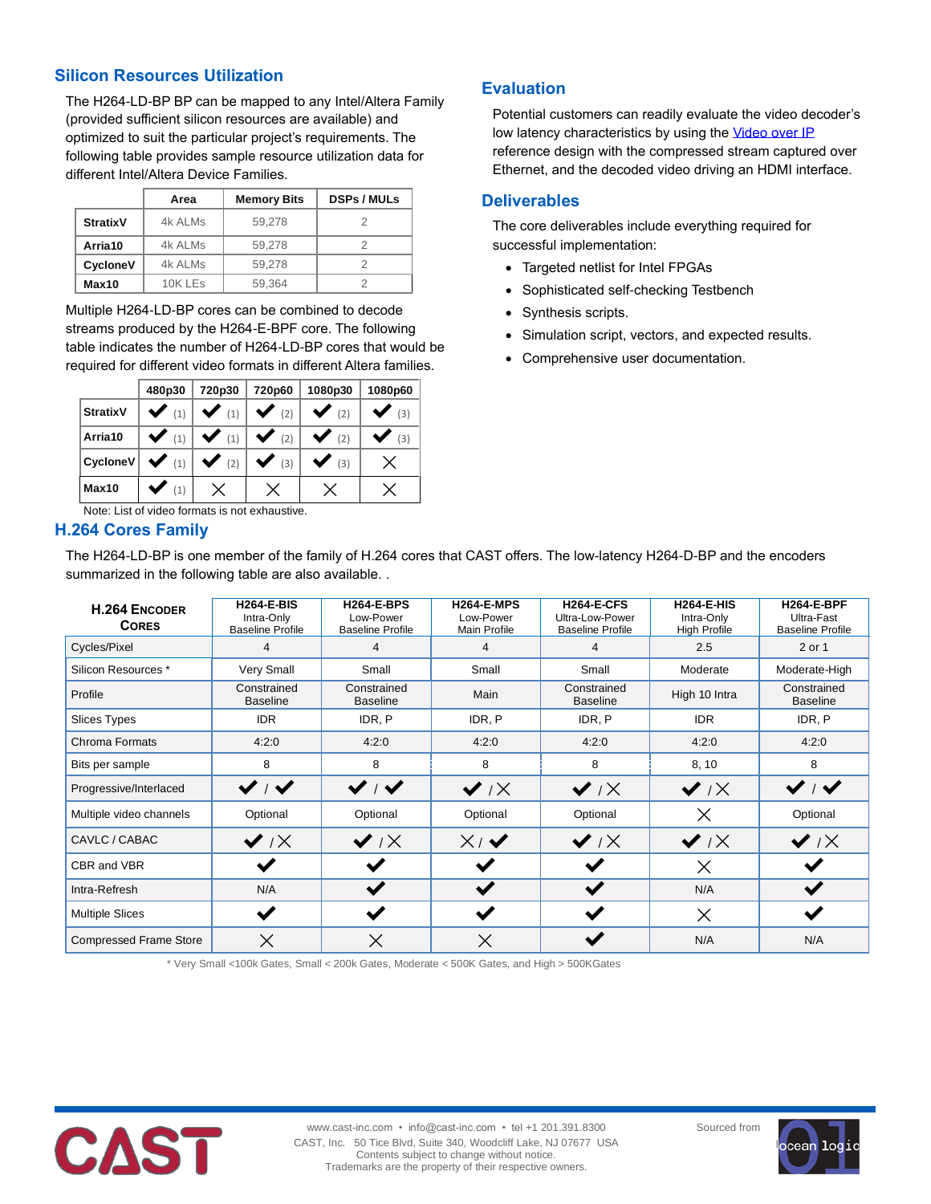## Silicon Resources Utilization

The H264-LD-BP BP can be mapped to any Intel/Altera Family (provided sufficient silicon resources are available) and optimized to suit the particular project's requirements. The following table provides sample resource utilization data for different Intel/Altera Device Families.

| | Area | Memory Bits | DSPs / MULs |
|---|---|---|---|
| **StratixV** | 4k ALMs | 59,278 | 2 |
| **Arria10** | 4k ALMs | 59,278 | 2 |
| **CycloneV** | 4k ALMs | 59,278 | 2 |
| **Max10** | 10K LEs | 59,364 | 2 |

Multiple H264-LD-BP cores can be combined to decode streams produced by the H264-E-BPF core. The following table indicates the number of H264-LD-BP cores that would be required for different video formats in different Altera families.

| | 480p30 | 720p30 | 720p60 | 1080p30 | 1080p60 |
|---|---|---|---|---|---|
| **StratixV** | ✔ (1) | ✔ (1) | ✔ (2) | ✔ (2) | ✔ (3) |
| **Arria10** | ✔ (1) | ✔ (1) | ✔ (2) | ✔ (2) | ✔ (3) |
| **CycloneV** | ✔ (1) | ✔ (2) | ✔ (3) | ✔ (3) | ✕ |
| **Max10** | ✔ (1) | ✕ | ✕ | ✕ | ✕ |

Note: List of video formats is not exhaustive.

## Evaluation

Potential customers can readily evaluate the video decoder's low latency characteristics by using the Video over IP reference design with the compressed stream captured over Ethernet, and the decoded video driving an HDMI interface.

## Deliverables

The core deliverables include everything required for successful implementation:

- Targeted netlist for Intel FPGAs
- Sophisticated self-checking Testbench
- Synthesis scripts.
- Simulation script, vectors, and expected results.
- Comprehensive user documentation.

## H.264 Cores Family

The H264-LD-BP is one member of the family of H.264 cores that CAST offers. The low-latency H264-D-BP and the encoders summarized in the following table are also available. .

| H.264 Encoder Cores | H264-E-BIS Intra-Only Baseline Profile | H264-E-BPS Low-Power Baseline Profile | H264-E-MPS Low-Power Main Profile | H264-E-CFS Ultra-Low-Power Baseline Profile | H264-E-HIS Intra-Only High Profile | H264-E-BPF Ultra-Fast Baseline Profile |
|---|---|---|---|---|---|---|
| Cycles/Pixel | 4 | 4 | 4 | 4 | 2.5 | 2 or 1 |
| Silicon Resources * | Very Small | Small | Small | Small | Moderate | Moderate-High |
| Profile | Constrained Baseline | Constrained Baseline | Main | Constrained Baseline | High 10 Intra | Constrained Baseline |
| Slices Types | IDR | IDR, P | IDR, P | IDR, P | IDR | IDR, P |
| Chroma Formats | 4:2:0 | 4:2:0 | 4:2:0 | 4:2:0 | 4:2:0 | 4:2:0 |
| Bits per sample | 8 | 8 | 8 | 8 | 8, 10 | 8 |
| Progressive/Interlaced | ✔ / ✔ | ✔ / ✔ | ✔ / ✕ | ✔ / ✕ | ✔ / ✕ | ✔ / ✔ |
| Multiple video channels | Optional | Optional | Optional | Optional | ✕ | Optional |
| CAVLC / CABAC | ✔ / ✕ | ✔ / ✕ | ✕ / ✔ | ✔ / ✕ | ✔ / ✕ | ✔ / ✕ |
| CBR and VBR | ✔ | ✔ | ✔ | ✔ | ✕ | ✔ |
| Intra-Refresh | N/A | ✔ | ✔ | ✔ | N/A | ✔ |
| Multiple Slices | ✔ | ✔ | ✔ | ✔ | ✕ | ✔ |
| Compressed Frame Store | ✕ | ✕ | ✕ | ✔ | N/A | N/A |

* Very Small <100k Gates, Small < 200k Gates, Moderate < 500K Gates, and High > 500KGates

www.cast-inc.com • info@cast-inc.com • tel +1 201.391.8300
CAST, Inc. 50 Tice Blvd, Suite 340, Woodcliff Lake, NJ 07677 USA
Contents subject to change without notice.
Trademarks are the property of their respective owners.

Sourced from